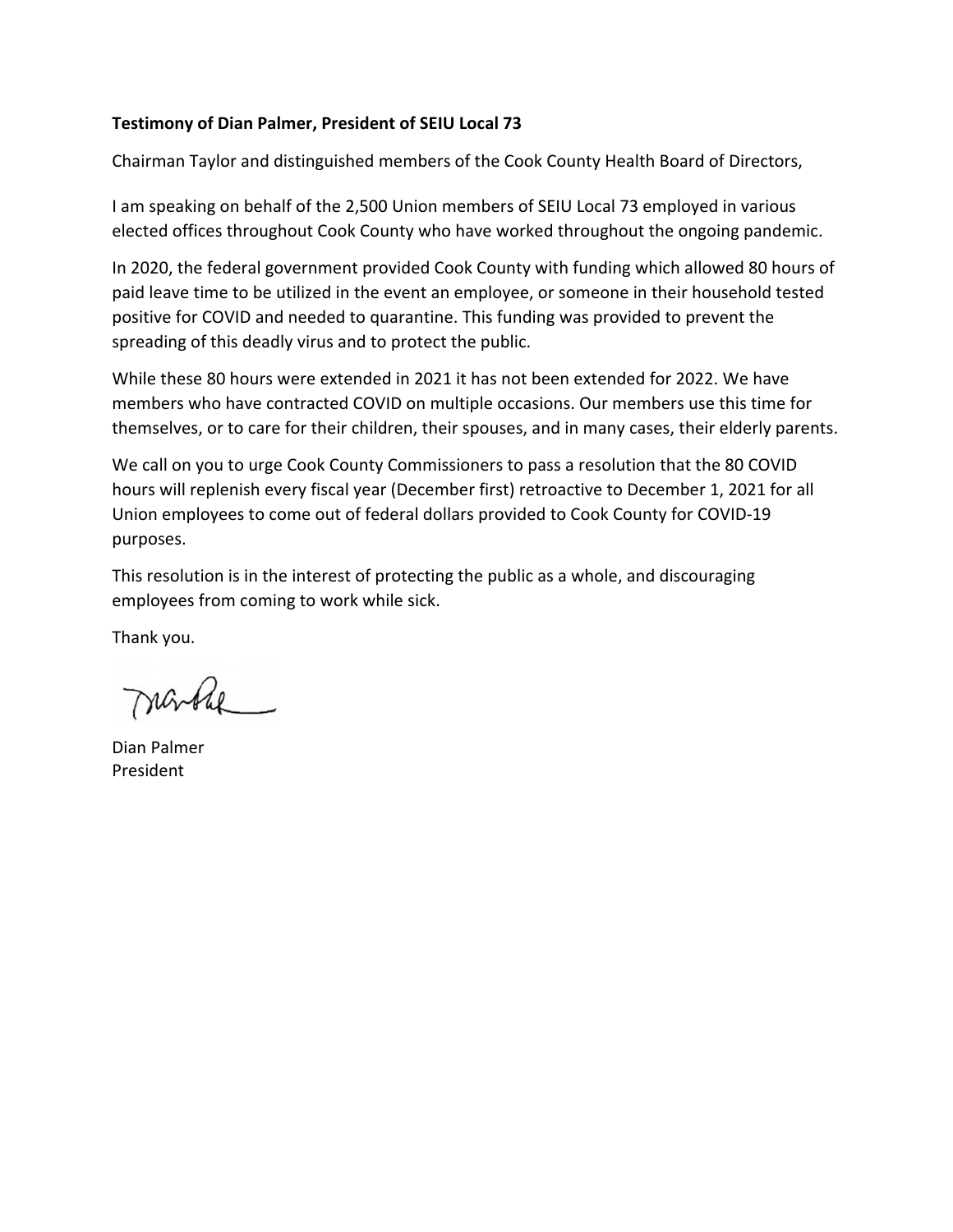**Testimony of Dian Palmer, President of SEIU Local 73**

Chairman Taylor and distinguished members of the Cook County Health Board of Directors,

I am speaking on behalf of the 2,500 Union members of SEIU Local 73 employed in various elected offices throughout Cook County who have worked throughout the ongoing pandemic.

In 2020, the federal government provided Cook County with funding which allowed 80 hours of paid leave time to be utilized in the event an employee, or someone in their household tested positive for COVID and needed to quarantine. This funding was provided to prevent the spreading of this deadly virus and to protect the public.

While these 80 hours were extended in 2021 it has not been extended for 2022. We have members who have contracted COVID on multiple occasions. Our members use this time for themselves, or to care for their children, their spouses, and in many cases, their elderly parents.

We call on you to urge Cook County Commissioners to pass a resolution that the 80 COVID hours will replenish every fiscal year (December first) retroactive to December 1, 2021 for all Union employees to come out of federal dollars provided to Cook County for COVID-19 purposes.

This resolution is in the interest of protecting the public as a whole, and discouraging employees from coming to work while sick.

Thank you.

Dian Palmer
President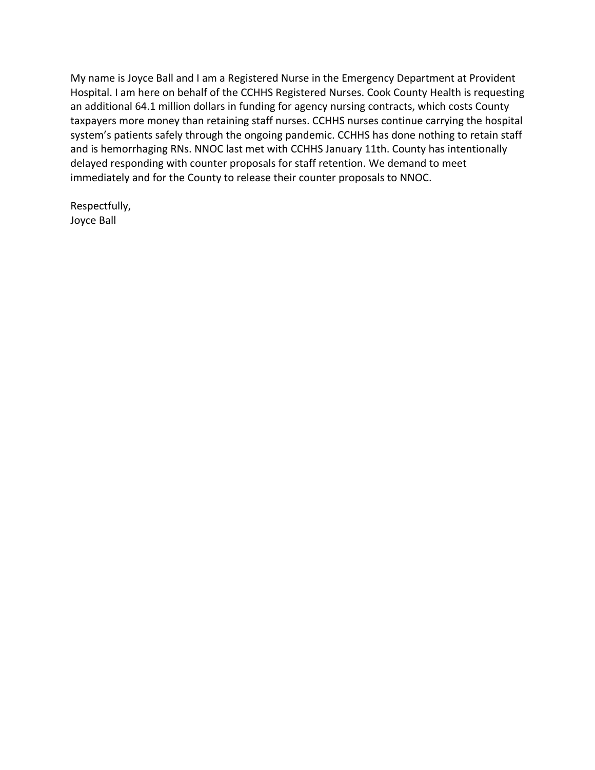My name is Joyce Ball and I am a Registered Nurse in the Emergency Department at Provident Hospital. I am here on behalf of the CCHHS Registered Nurses. Cook County Health is requesting an additional 64.1 million dollars in funding for agency nursing contracts, which costs County taxpayers more money than retaining staff nurses. CCHHS nurses continue carrying the hospital system's patients safely through the ongoing pandemic. CCHHS has done nothing to retain staff and is hemorrhaging RNs. NNOC last met with CCHHS January 11th. County has intentionally delayed responding with counter proposals for staff retention. We demand to meet immediately and for the County to release their counter proposals to NNOC.

Respectfully,
Joyce Ball